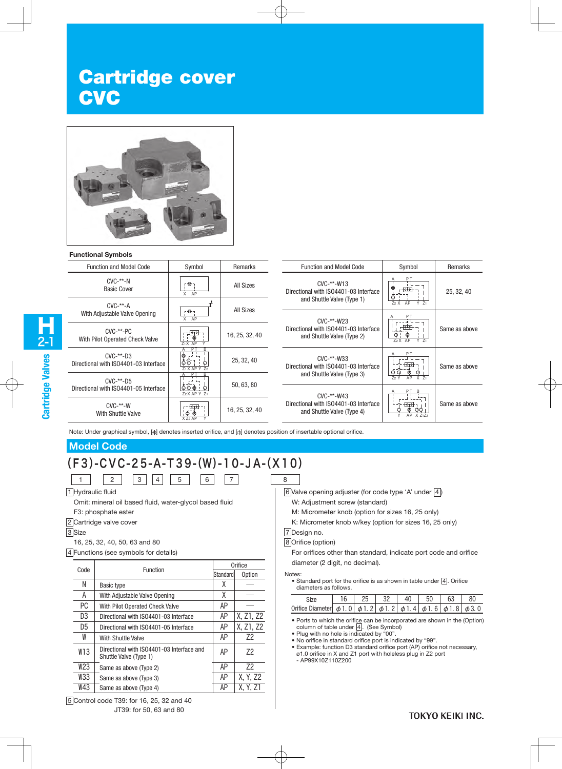# Cartridge cover CVC

### Functional Symbols

| Function and Model Code | Symbol | Remarks |
|---|---|---|
| CVC-**-N Basic Cover | | All Sizes |
| CVC-**-A With Adjustable Valve Opening | | All Sizes |
| CVC-**-PC With Pilot Operated Check Valve | | 16, 25, 32, 40 |
| CVC-**-D3 Directional with ISO4401-03 Interface | | 25, 32, 40 |
| CVC-**-D5 Directional with ISO4401-05 Interface | | 50, 63, 80 |
| CVC-**-W With Shuttle Valve | | 16, 25, 32, 40 |
| CVC-**-W13 Directional with ISO4401-03 Interface and Shuttle Valve (Type 1) | | 25, 32, 40 |
| CVC-**-W23 Directional with ISO4401-03 Interface and Shuttle Valve (Type 2) | | Same as above |
| CVC-**-W33 Directional with ISO4401-03 Interface and Shuttle Valve (Type 3) | | Same as above |
| CVC-**-W43 Directional with ISO4401-03 Interface and Shuttle Valve (Type 4) | | Same as above |

Note: Under graphical symbol, [⊗] denotes inserted orifice, and [⊕] denotes position of insertable optional orifice.

## Model Code

**(F3)-CVC-25-A-T39-(W)-10-JA-(X10)**

1 2 3 4 5 6 7 8

1 Hydraulic fluid

Omit: mineral oil based fluid, water-glycol based fluid

F3: phosphate ester

2 Cartridge valve cover

3 Size

16, 25, 32, 40, 50, 63 and 80

4 Functions (see symbols for details)

| Code | Function | Orifice | |
|---|---|---|---|
| | | Standard | Option |
| N | Basic type | X | — |
| A | With Adjustable Valve Opening | X | — |
| PC | With Pilot Operated Check Valve | AP | — |
| D3 | Directional with ISO4401-03 Interface | AP | X, Z1, Z2 |
| D5 | Directional with ISO4401-05 Interface | AP | X, Z1, Z2 |
| W | With Shuttle Valve | AP | Z2 |
| W13 | Directional with ISO4401-03 Interface and Shuttle Valve (Type 1) | AP | Z2 |
| W23 | Same as above (Type 2) | AP | Z2 |
| W33 | Same as above (Type 3) | AP | X, Y, Z2 |
| W43 | Same as above (Type 4) | AP | X, Y, Z1 |

5 Control code T39: for 16, 25, 32 and 40

JT39: for 50, 63 and 80

6 Valve opening adjuster (for code type 'A' under 4)

W: Adjustment screw (standard)

M: Micrometer knob (option for sizes 16, 25 only)

K: Micrometer knob w/key (option for sizes 16, 25 only)

7 Design no.

8 Orifice (option)

For orifices other than standard, indicate port code and orifice diameter (2 digit, no decimal).

Notes:

- Standard port for the orifice is as shown in table under 4. Orifice diameters as follows.

| Size | 16 | 25 | 32 | 40 | 50 | 63 | 80 |
|---|---|---|---|---|---|---|---|
| Orifice Diameter | ϕ1.0 | ϕ1.2 | ϕ1.2 | ϕ1.4 | ϕ1.6 | ϕ1.8 | ϕ3.0 |

- Ports to which the orifice can be incorporated are shown in the (Option) column of table under 4. (See Symbol)
- Plug with no hole is indicated by "00".
- No orifice in standard orifice port is indicated by "99".
- Example: function D3 standard orifice port (AP) orifice not necessary, ø1.0 orifice in X and Z1 port with holeless plug in Z2 port
  - AP99X10Z110Z200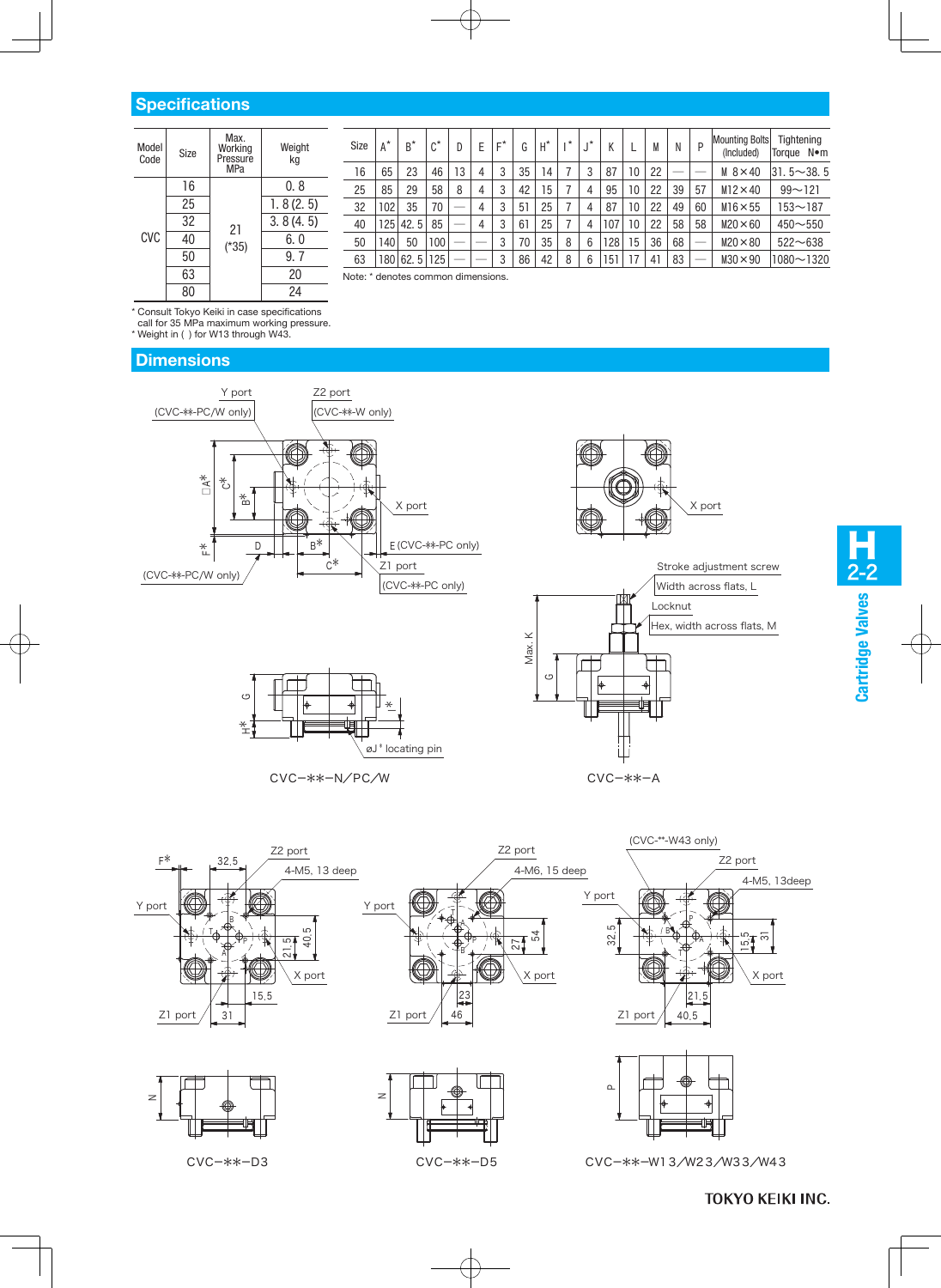## Specifications

| Model Code | Size | Max. Working Pressure MPa | Weight kg |
|---|---|---|---|
| CVC | 16 | 21 (*35) | 0. 8 |
| | 25 | | 1. 8 (2. 5) |
| | 32 | | 3. 8 (4. 5) |
| | 40 | | 6. 0 |
| | 50 | | 9. 7 |
| | 63 | | 20 |
| | 80 | | 24 |

\* Consult Tokyo Keiki in case specifications call for 35 MPa maximum working pressure.
\* Weight in ( ) for W13 through W43.

| Size | A* | B* | C* | D | E | F* | G | H* | I* | J* | K | L | M | N | P | Mounting Bolts (Included) | Tightening Torque N•m |
|---|---|---|---|---|---|---|---|---|---|---|---|---|---|---|---|---|---|
| 16 | 65 | 23 | 46 | 13 | 4 | 3 | 35 | 14 | 7 | 3 | 87 | 10 | 22 | — | — | M 8×40 | 31. 5〜38. 5 |
| 25 | 85 | 29 | 58 | 8 | 4 | 3 | 42 | 15 | 7 | 4 | 95 | 10 | 22 | 39 | 57 | M12×40 | 99〜121 |
| 32 | 102 | 35 | 70 | — | 4 | 3 | 51 | 25 | 7 | 4 | 87 | 10 | 22 | 49 | 60 | M16×55 | 153〜187 |
| 40 | 125 | 42. 5 | 85 | — | 4 | 3 | 61 | 25 | 7 | 4 | 107 | 10 | 22 | 58 | 58 | M20×60 | 450〜550 |
| 50 | 140 | 50 | 100 | — | — | 3 | 70 | 35 | 8 | 6 | 128 | 15 | 36 | 68 | — | M20×80 | 522〜638 |
| 63 | 180 | 62. 5 | 125 | — | — | 3 | 86 | 42 | 8 | 6 | 151 | 17 | 41 | 83 | — | M30×90 | 1080〜1320 |

Note: * denotes common dimensions.

## Dimensions

CVC−✻✻−N/PC/W

CVC−✻✻−A

CVC−✻✻−D3

CVC−✻✻−D5

CVC−✻✻−W13/W23/W33/W43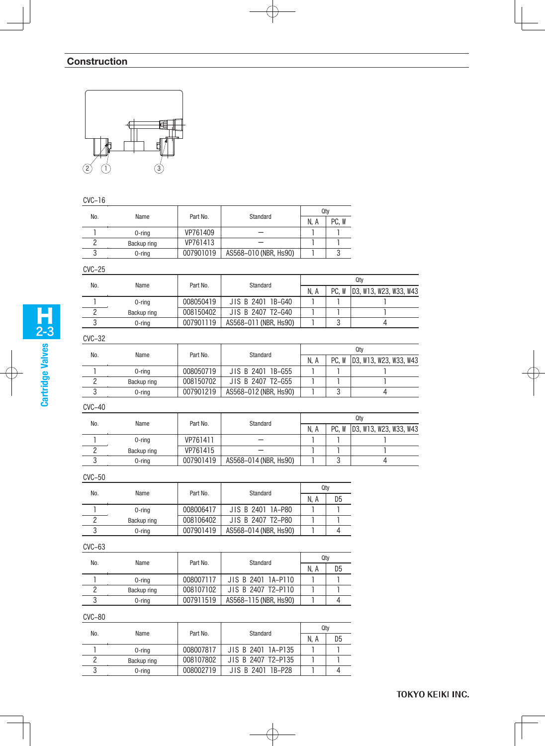## Construction

2 1 3

CVC–16

| No. | Name | Part No. | Standard | Qty | |
|---|---|---|---|---|---|
| | | | | N, A | PC, W |
| 1 | O-ring | VP761409 | – | 1 | 1 |
| 2 | Backup ring | VP761413 | – | 1 | 1 |
| 3 | O-ring | 007901019 | AS568–010 (NBR, Hs90) | 1 | 3 |

CVC–25

| No. | Name | Part No. | Standard | Qty | | |
|---|---|---|---|---|---|---|
| | | | | N, A | PC, W | D3, W13, W23, W33, W43 |
| 1 | O-ring | 008050419 | JIS B 2401 1B–G40 | 1 | 1 | 1 |
| 2 | Backup ring | 008150402 | JIS B 2407 T2–G40 | 1 | 1 | 1 |
| 3 | O-ring | 007901119 | AS568–011 (NBR, Hs90) | 1 | 3 | 4 |

CVC–32

| No. | Name | Part No. | Standard | Qty | | |
|---|---|---|---|---|---|---|
| | | | | N, A | PC, W | D3, W13, W23, W33, W43 |
| 1 | O-ring | 008050719 | JIS B 2401 1B–G55 | 1 | 1 | 1 |
| 2 | Backup ring | 008150702 | JIS B 2407 T2–G55 | 1 | 1 | 1 |
| 3 | O-ring | 007901219 | AS568–012 (NBR, Hs90) | 1 | 3 | 4 |

CVC–40

| No. | Name | Part No. | Standard | Qty | | |
|---|---|---|---|---|---|---|
| | | | | N, A | PC, W | D3, W13, W23, W33, W43 |
| 1 | O-ring | VP761411 | – | 1 | 1 | 1 |
| 2 | Backup ring | VP761415 | – | 1 | 1 | 1 |
| 3 | O-ring | 007901419 | AS568–014 (NBR, Hs90) | 1 | 3 | 4 |

CVC–50

| No. | Name | Part No. | Standard | Qty | |
|---|---|---|---|---|---|
| | | | | N, A | D5 |
| 1 | O-ring | 008006417 | JIS B 2401 1A–P80 | 1 | 1 |
| 2 | Backup ring | 008106402 | JIS B 2407 T2–P80 | 1 | 1 |
| 3 | O-ring | 007901419 | AS568–014 (NBR, Hs90) | 1 | 4 |

CVC–63

| No. | Name | Part No. | Standard | Qty | |
|---|---|---|---|---|---|
| | | | | N, A | D5 |
| 1 | O-ring | 008007117 | JIS B 2401 1A–P110 | 1 | 1 |
| 2 | Backup ring | 008107102 | JIS B 2407 T2–P110 | 1 | 1 |
| 3 | O-ring | 007911519 | AS568–115 (NBR, Hs90) | 1 | 4 |

CVC–80

| No. | Name | Part No. | Standard | Qty | |
|---|---|---|---|---|---|
| | | | | N, A | D5 |
| 1 | O-ring | 008007817 | JIS B 2401 1A–P135 | 1 | 1 |
| 2 | Backup ring | 008107802 | JIS B 2407 T2–P135 | 1 | 1 |
| 3 | O-ring | 008002719 | JIS B 2401 1B–P28 | 1 | 4 |